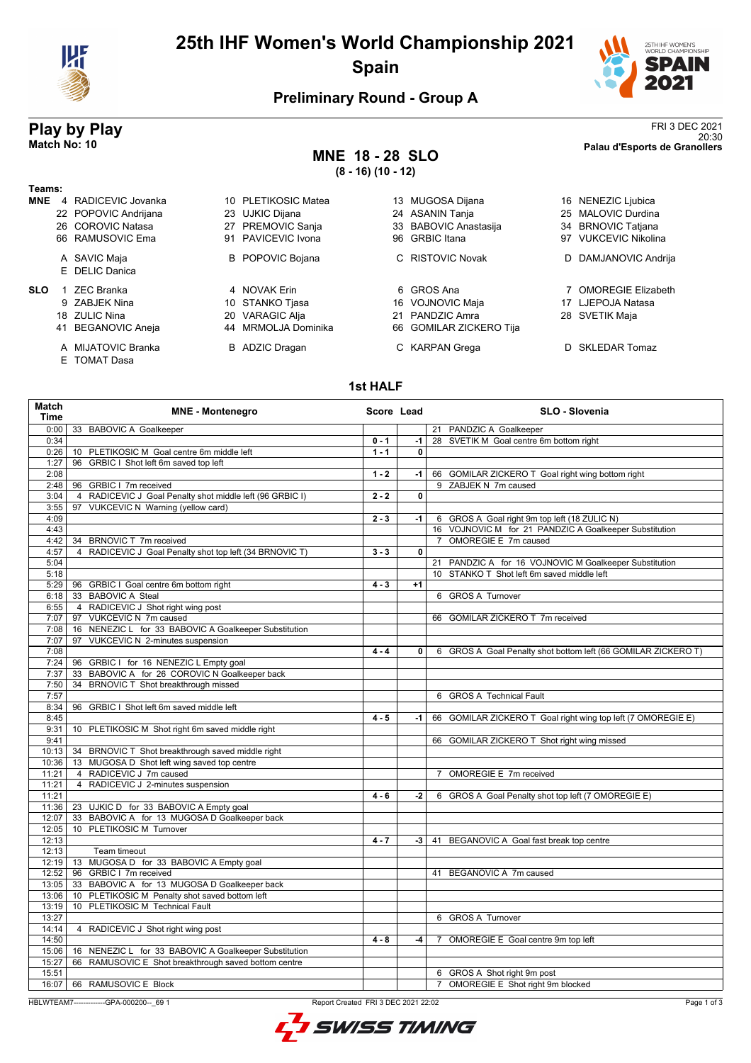# 25th IHF Women's World Championship 2021
## Spain

### Preliminary Round - Group A

## Play by Play
**Match No: 10**

FRI 3 DEC 2021
20:30
**Palau d'Esports de Granollers**

### MNE 18 - 28 SLO
**(8 - 16) (10 - 12)**

**Teams:**

**MNE**
- 4 RADICEVIC Jovanka
- 10 PLETIKOSIC Matea
- 13 MUGOSA Dijana
- 16 NENEZIC Ljubica
- 22 POPOVIC Andrijana
- 23 UJKIC Dijana
- 24 ASANIN Tanja
- 25 MALOVIC Durdina
- 26 COROVIC Natasa
- 27 PREMOVIC Sanja
- 33 BABOVIC Anastasija
- 34 BRNOVIC Tatjana
- 66 RAMUSOVIC Ema
- 91 PAVICEVIC Ivona
- 96 GRBIC Itana
- 97 VUKCEVIC Nikolina
- A SAVIC Maja
- B POPOVIC Bojana
- C RISTOVIC Novak
- D DAMJANOVIC Andrija
- E DELIC Danica

**SLO**
- 1 ZEC Branka
- 4 NOVAK Erin
- 6 GROS Ana
- 7 OMOREGIE Elizabeth
- 9 ZABJEK Nina
- 10 STANKO Tjasa
- 16 VOJNOVIC Maja
- 17 LJEPOJA Natasa
- 18 ZULIC Nina
- 20 VARAGIC Alja
- 21 PANDZIC Amra
- 28 SVETIK Maja
- 41 BEGANOVIC Aneja
- 44 MRMOLJA Dominika
- 66 GOMILAR ZICKERO Tija
- A MIJATOVIC Branka
- B ADZIC Dragan
- C KARPAN Grega
- D SKLEDAR Tomaz
- E TOMAT Dasa

### 1st HALF

| Match Time | MNE - Montenegro | Score | Lead | SLO - Slovenia |
|---|---|---|---|---|
| 0:00 | 33 BABOVIC A Goalkeeper | | | 21 PANDZIC A Goalkeeper |
| 0:34 | | 0 - 1 | -1 | 28 SVETIK M Goal centre 6m bottom right |
| 0:26 | 10 PLETIKOSIC M Goal centre 6m middle left | 1 - 1 | 0 | |
| 1:27 | 96 GRBIC I Shot left 6m saved top left | | | |
| 2:08 | | 1 - 2 | -1 | 66 GOMILAR ZICKERO T Goal right wing bottom right |
| 2:48 | 96 GRBIC I 7m received | | | 9 ZABJEK N 7m caused |
| 3:04 | 4 RADICEVIC J Goal Penalty shot middle left (96 GRBIC I) | 2 - 2 | 0 | |
| 3:55 | 97 VUKCEVIC N Warning (yellow card) | | | |
| 4:09 | | 2 - 3 | -1 | 6 GROS A Goal right 9m top left (18 ZULIC N) |
| 4:43 | | | | 16 VOJNOVIC M for 21 PANDZIC A Goalkeeper Substitution |
| 4:42 | 34 BRNOVIC T 7m received | | | 7 OMOREGIE E 7m caused |
| 4:57 | 4 RADICEVIC J Goal Penalty shot top left (34 BRNOVIC T) | 3 - 3 | 0 | |
| 5:04 | | | | 21 PANDZIC A for 16 VOJNOVIC M Goalkeeper Substitution |
| 5:18 | | | | 10 STANKO T Shot left 6m saved middle left |
| 5:29 | 96 GRBIC I Goal centre 6m bottom right | 4 - 3 | +1 | |
| 6:18 | 33 BABOVIC A Steal | | | 6 GROS A Turnover |
| 6:55 | 4 RADICEVIC J Shot right wing post | | | |
| 7:07 | 97 VUKCEVIC N 7m caused | | | 66 GOMILAR ZICKERO T 7m received |
| 7:08 | 16 NENEZIC L for 33 BABOVIC A Goalkeeper Substitution | | | |
| 7:07 | 97 VUKCEVIC N 2-minutes suspension | | | |
| 7:08 | | 4 - 4 | 0 | 6 GROS A Goal Penalty shot bottom left (66 GOMILAR ZICKERO T) |
| 7:24 | 96 GRBIC I for 16 NENEZIC L Empty goal | | | |
| 7:37 | 33 BABOVIC A for 26 COROVIC N Goalkeeper back | | | |
| 7:50 | 34 BRNOVIC T Shot breakthrough missed | | | |
| 7:57 | | | | 6 GROS A Technical Fault |
| 8:34 | 96 GRBIC I Shot left 6m saved middle left | | | |
| 8:45 | | 4 - 5 | -1 | 66 GOMILAR ZICKERO T Goal right wing top left (7 OMOREGIE E) |
| 9:31 | 10 PLETIKOSIC M Shot right 6m saved middle right | | | |
| 9:41 | | | | 66 GOMILAR ZICKERO T Shot right wing missed |
| 10:13 | 34 BRNOVIC T Shot breakthrough saved middle right | | | |
| 10:36 | 13 MUGOSA D Shot left wing saved top centre | | | |
| 11:21 | 4 RADICEVIC J 7m caused | | | 7 OMOREGIE E 7m received |
| 11:21 | 4 RADICEVIC J 2-minutes suspension | | | |
| 11:21 | | 4 - 6 | -2 | 6 GROS A Goal Penalty shot top left (7 OMOREGIE E) |
| 11:36 | 23 UJKIC D for 33 BABOVIC A Empty goal | | | |
| 12:07 | 33 BABOVIC A for 13 MUGOSA D Goalkeeper back | | | |
| 12:05 | 10 PLETIKOSIC M Turnover | | | |
| 12:13 | | 4 - 7 | -3 | 41 BEGANOVIC A Goal fast break top centre |
| 12:13 | Team timeout | | | |
| 12:19 | 13 MUGOSA D for 33 BABOVIC A Empty goal | | | |
| 12:52 | 96 GRBIC I 7m received | | | 41 BEGANOVIC A 7m caused |
| 13:05 | 33 BABOVIC A for 13 MUGOSA D Goalkeeper back | | | |
| 13:06 | 10 PLETIKOSIC M Penalty shot saved bottom left | | | |
| 13:19 | 10 PLETIKOSIC M Technical Fault | | | |
| 13:27 | | | | 6 GROS A Turnover |
| 14:14 | 4 RADICEVIC J Shot right wing post | | | |
| 14:50 | | 4 - 8 | -4 | 7 OMOREGIE E Goal centre 9m top left |
| 15:06 | 16 NENEZIC L for 33 BABOVIC A Goalkeeper Substitution | | | |
| 15:27 | 66 RAMUSOVIC E Shot breakthrough saved bottom centre | | | |
| 15:51 | | | | 6 GROS A Shot right 9m post |
| 16:07 | 66 RAMUSOVIC E Block | | | 7 OMOREGIE E Shot right 9m blocked |

HBLWTEAM7-------------GPA-000200--_69 1 Report Created FRI 3 DEC 2021 22:02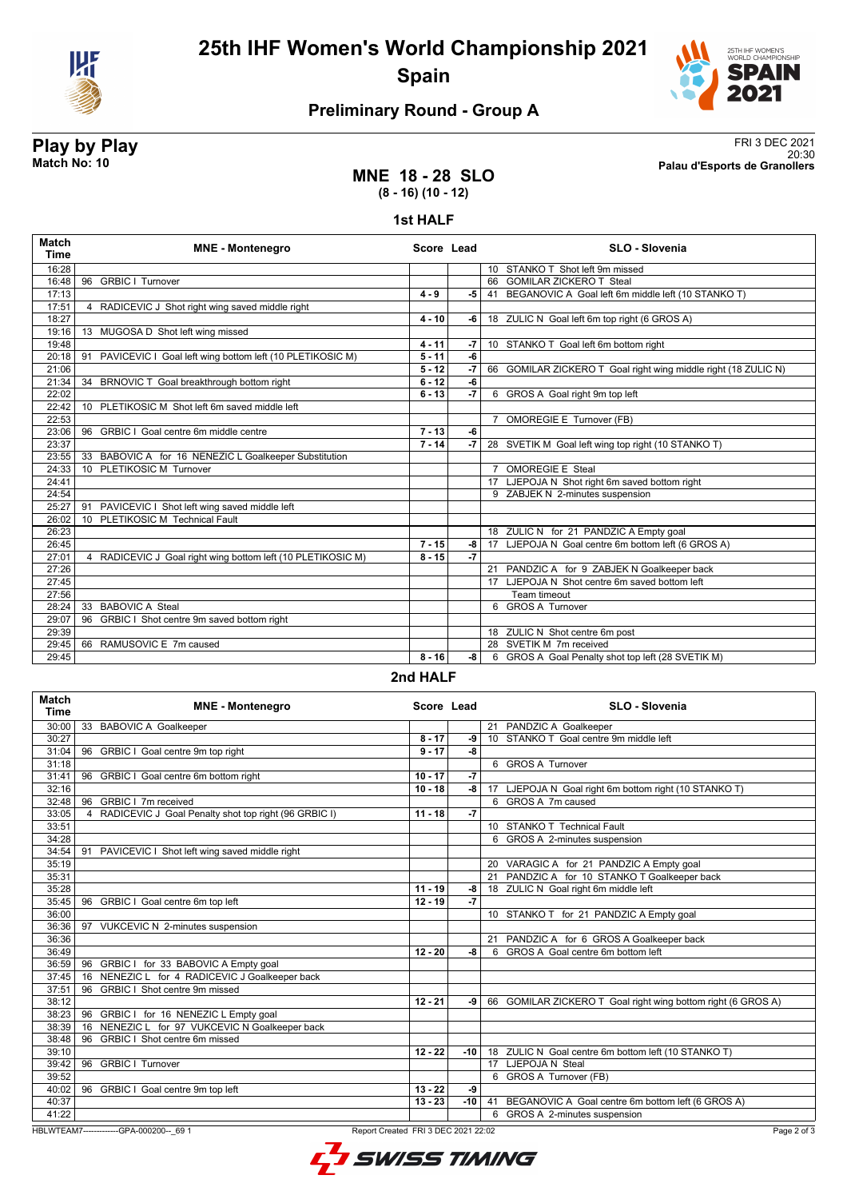# 25th IHF Women's World Championship 2021

**Spain**

## Preliminary Round - Group A

**Play by Play**
**Match No: 10**

FRI 3 DEC 2021
20:30
**Palau d'Esports de Granollers**

### MNE 18 - 28 SLO
**(8 - 16) (10 - 12)**

### 1st HALF

| Match Time | MNE - Montenegro | Score | Lead | SLO - Slovenia |
|---|---|---|---|---|
| 16:28 | | | | 10 STANKO T Shot left 9m missed |
| 16:48 | 96 GRBIC I Turnover | | | 66 GOMILAR ZICKERO T Steal |
| 17:13 | | 4 - 9 | -5 | 41 BEGANOVIC A Goal left 6m middle left (10 STANKO T) |
| 17:51 | 4 RADICEVIC J Shot right wing saved middle right | | | |
| 18:27 | | 4 - 10 | -6 | 18 ZULIC N Goal left 6m top right (6 GROS A) |
| 19:16 | 13 MUGOSA D Shot left wing missed | | | |
| 19:48 | | 4 - 11 | -7 | 10 STANKO T Goal left 6m bottom right |
| 20:18 | 91 PAVICEVIC I Goal left wing bottom left (10 PLETIKOSIC M) | 5 - 11 | -6 | |
| 21:06 | | 5 - 12 | -7 | 66 GOMILAR ZICKERO T Goal right wing middle right (18 ZULIC N) |
| 21:34 | 34 BRNOVIC T Goal breakthrough bottom right | 6 - 12 | -6 | |
| 22:02 | | 6 - 13 | -7 | 6 GROS A Goal right 9m top left |
| 22:42 | 10 PLETIKOSIC M Shot left 6m saved middle left | | | |
| 22:53 | | | | 7 OMOREGIE E Turnover (FB) |
| 23:06 | 96 GRBIC I Goal centre 6m middle centre | 7 - 13 | -6 | |
| 23:37 | | 7 - 14 | -7 | 28 SVETIK M Goal left wing top right (10 STANKO T) |
| 23:55 | 33 BABOVIC A for 16 NENEZIC L Goalkeeper Substitution | | | |
| 24:33 | 10 PLETIKOSIC M Turnover | | | 7 OMOREGIE E Steal |
| 24:41 | | | | 17 LJEPOJA N Shot right 6m saved bottom right |
| 24:54 | | | | 9 ZABJEK N 2-minutes suspension |
| 25:27 | 91 PAVICEVIC I Shot left wing saved middle left | | | |
| 26:02 | 10 PLETIKOSIC M Technical Fault | | | |
| 26:23 | | | | 18 ZULIC N for 21 PANDZIC A Empty goal |
| 26:45 | | 7 - 15 | -8 | 17 LJEPOJA N Goal centre 6m bottom left (6 GROS A) |
| 27:01 | 4 RADICEVIC J Goal right wing bottom left (10 PLETIKOSIC M) | 8 - 15 | -7 | |
| 27:26 | | | | 21 PANDZIC A for 9 ZABJEK N Goalkeeper back |
| 27:45 | | | | 17 LJEPOJA N Shot centre 6m saved bottom left |
| 27:56 | | | | Team timeout |
| 28:24 | 33 BABOVIC A Steal | | | 6 GROS A Turnover |
| 29:07 | 96 GRBIC I Shot centre 9m saved bottom right | | | |
| 29:39 | | | | 18 ZULIC N Shot centre 6m post |
| 29:45 | 66 RAMUSOVIC E 7m caused | | | 28 SVETIK M 7m received |
| 29:45 | | 8 - 16 | -8 | 6 GROS A Goal Penalty shot top left (28 SVETIK M) |

### 2nd HALF

| Match Time | MNE - Montenegro | Score | Lead | SLO - Slovenia |
|---|---|---|---|---|
| 30:00 | 33 BABOVIC A Goalkeeper | | | 21 PANDZIC A Goalkeeper |
| 30:27 | | 8 - 17 | -9 | 10 STANKO T Goal centre 9m middle left |
| 31:04 | 96 GRBIC I Goal centre 9m top right | 9 - 17 | -8 | |
| 31:18 | | | | 6 GROS A Turnover |
| 31:41 | 96 GRBIC I Goal centre 6m bottom right | 10 - 17 | -7 | |
| 32:16 | | 10 - 18 | -8 | 17 LJEPOJA N Goal right 6m bottom right (10 STANKO T) |
| 32:48 | 96 GRBIC I 7m received | | | 6 GROS A 7m caused |
| 33:05 | 4 RADICEVIC J Goal Penalty shot top right (96 GRBIC I) | 11 - 18 | -7 | |
| 33:51 | | | | 10 STANKO T Technical Fault |
| 34:28 | | | | 6 GROS A 2-minutes suspension |
| 34:54 | 91 PAVICEVIC I Shot left wing saved middle right | | | |
| 35:19 | | | | 20 VARAGIC A for 21 PANDZIC A Empty goal |
| 35:31 | | | | 21 PANDZIC A for 10 STANKO T Goalkeeper back |
| 35:28 | | 11 - 19 | -8 | 18 ZULIC N Goal right 6m middle left |
| 35:45 | 96 GRBIC I Goal centre 6m top left | 12 - 19 | -7 | |
| 36:00 | | | | 10 STANKO T for 21 PANDZIC A Empty goal |
| 36:36 | 97 VUKCEVIC N 2-minutes suspension | | | |
| 36:36 | | | | 21 PANDZIC A for 6 GROS A Goalkeeper back |
| 36:49 | | 12 - 20 | -8 | 6 GROS A Goal centre 6m bottom left |
| 36:59 | 96 GRBIC I for 33 BABOVIC A Empty goal | | | |
| 37:45 | 16 NENEZIC L for 4 RADICEVIC J Goalkeeper back | | | |
| 37:51 | 96 GRBIC I Shot centre 9m missed | | | |
| 38:12 | | 12 - 21 | -9 | 66 GOMILAR ZICKERO T Goal right wing bottom right (6 GROS A) |
| 38:23 | 96 GRBIC I for 16 NENEZIC L Empty goal | | | |
| 38:39 | 16 NENEZIC L for 97 VUKCEVIC N Goalkeeper back | | | |
| 38:48 | 96 GRBIC I Shot centre 6m missed | | | |
| 39:10 | | 12 - 22 | -10 | 18 ZULIC N Goal centre 6m bottom left (10 STANKO T) |
| 39:42 | 96 GRBIC I Turnover | | | 17 LJEPOJA N Steal |
| 39:52 | | | | 6 GROS A Turnover (FB) |
| 40:02 | 96 GRBIC I Goal centre 9m top left | 13 - 22 | -9 | |
| 40:37 | | 13 - 23 | -10 | 41 BEGANOVIC A Goal centre 6m bottom left (6 GROS A) |
| 41:22 | | | | 6 GROS A 2-minutes suspension |

HBLWTEAM7-------------GPA-000200--_69 1 Report Created FRI 3 DEC 2021 22:02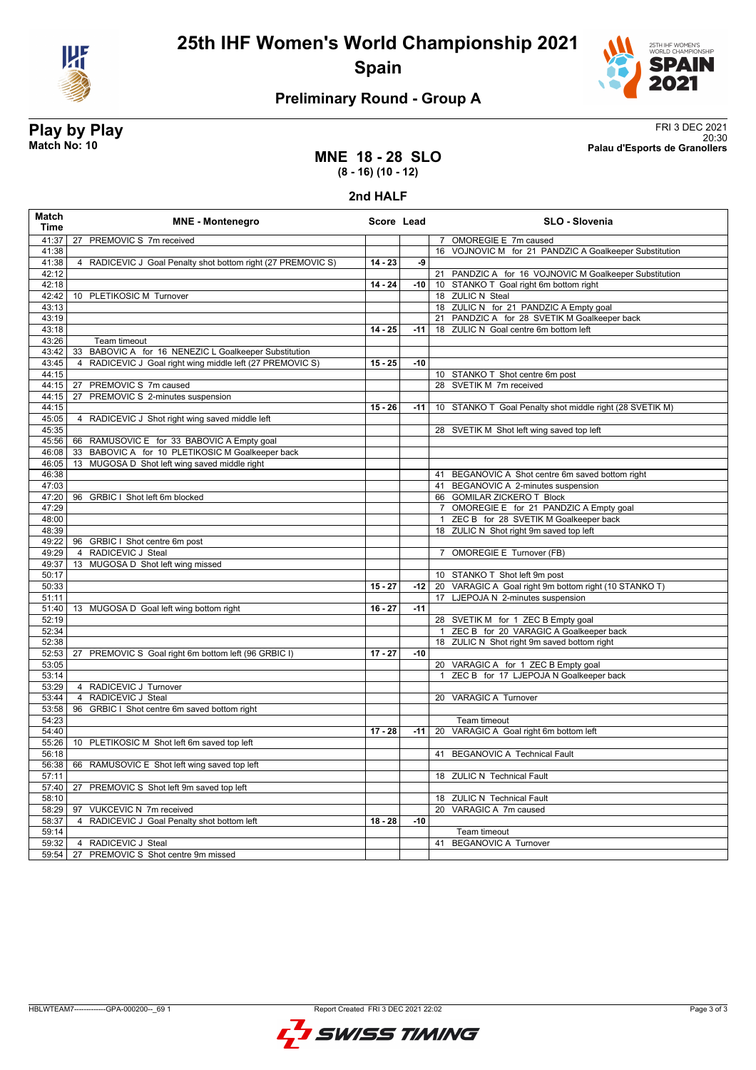# 25th IHF Women's World Championship 2021

## Spain

### Preliminary Round - Group A

**Play by Play**
**Match No: 10**

FRI 3 DEC 2021
20:30
**Palau d'Esports de Granollers**

## MNE 18 - 28 SLO

**(8 - 16) (10 - 12)**

### 2nd HALF

| Match Time | MNE - Montenegro | Score | Lead | SLO - Slovenia |
|---|---|---|---|---|
| 41:37 | 27 PREMOVIC S 7m received | | | 7 OMOREGIE E 7m caused |
| 41:38 | | | | 16 VOJNOVIC M for 21 PANDZIC A Goalkeeper Substitution |
| 41:38 | 4 RADICEVIC J Goal Penalty shot bottom right (27 PREMOVIC S) | 14 - 23 | -9 | |
| 42:12 | | | | 21 PANDZIC A for 16 VOJNOVIC M Goalkeeper Substitution |
| 42:18 | | 14 - 24 | -10 | 10 STANKO T Goal right 6m bottom right |
| 42:42 | 10 PLETIKOSIC M Turnover | | | 18 ZULIC N Steal |
| 43:13 | | | | 18 ZULIC N for 21 PANDZIC A Empty goal |
| 43:19 | | | | 21 PANDZIC A for 28 SVETIK M Goalkeeper back |
| 43:18 | | 14 - 25 | -11 | 18 ZULIC N Goal centre 6m bottom left |
| 43:26 | Team timeout | | | |
| 43:42 | 33 BABOVIC A for 16 NENEZIC L Goalkeeper Substitution | | | |
| 43:45 | 4 RADICEVIC J Goal right wing middle left (27 PREMOVIC S) | 15 - 25 | -10 | |
| 44:15 | | | | 10 STANKO T Shot centre 6m post |
| 44:15 | 27 PREMOVIC S 7m caused | | | 28 SVETIK M 7m received |
| 44:15 | 27 PREMOVIC S 2-minutes suspension | | | |
| 44:15 | | 15 - 26 | -11 | 10 STANKO T Goal Penalty shot middle right (28 SVETIK M) |
| 45:05 | 4 RADICEVIC J Shot right wing saved middle left | | | |
| 45:35 | | | | 28 SVETIK M Shot left wing saved top left |
| 45:56 | 66 RAMUSOVIC E for 33 BABOVIC A Empty goal | | | |
| 46:08 | 33 BABOVIC A for 10 PLETIKOSIC M Goalkeeper back | | | |
| 46:05 | 13 MUGOSA D Shot left wing saved middle right | | | |
| 46:38 | | | | 41 BEGANOVIC A Shot centre 6m saved bottom right |
| 47:03 | | | | 41 BEGANOVIC A 2-minutes suspension |
| 47:20 | 96 GRBIC I Shot left 6m blocked | | | 66 GOMILAR ZICKERO T Block |
| 47:29 | | | | 7 OMOREGIE E for 21 PANDZIC A Empty goal |
| 48:00 | | | | 1 ZEC B for 28 SVETIK M Goalkeeper back |
| 48:39 | | | | 18 ZULIC N Shot right 9m saved top left |
| 49:22 | 96 GRBIC I Shot centre 6m post | | | |
| 49:29 | 4 RADICEVIC J Steal | | | 7 OMOREGIE E Turnover (FB) |
| 49:37 | 13 MUGOSA D Shot left wing missed | | | |
| 50:17 | | | | 10 STANKO T Shot left 9m post |
| 50:33 | | 15 - 27 | -12 | 20 VARAGIC A Goal right 9m bottom right (10 STANKO T) |
| 51:11 | | | | 17 LJEPOJA N 2-minutes suspension |
| 51:40 | 13 MUGOSA D Goal left wing bottom right | 16 - 27 | -11 | |
| 52:19 | | | | 28 SVETIK M for 1 ZEC B Empty goal |
| 52:34 | | | | 1 ZEC B for 20 VARAGIC A Goalkeeper back |
| 52:38 | | | | 18 ZULIC N Shot right 9m saved bottom right |
| 52:53 | 27 PREMOVIC S Goal right 6m bottom left (96 GRBIC I) | 17 - 27 | -10 | |
| 53:05 | | | | 20 VARAGIC A for 1 ZEC B Empty goal |
| 53:14 | | | | 1 ZEC B for 17 LJEPOJA N Goalkeeper back |
| 53:29 | 4 RADICEVIC J Turnover | | | |
| 53:44 | 4 RADICEVIC J Steal | | | 20 VARAGIC A Turnover |
| 53:58 | 96 GRBIC I Shot centre 6m saved bottom right | | | |
| 54:23 | | | | Team timeout |
| 54:40 | | 17 - 28 | -11 | 20 VARAGIC A Goal right 6m bottom left |
| 55:26 | 10 PLETIKOSIC M Shot left 6m saved top left | | | |
| 56:18 | | | | 41 BEGANOVIC A Technical Fault |
| 56:38 | 66 RAMUSOVIC E Shot left wing saved top left | | | |
| 57:11 | | | | 18 ZULIC N Technical Fault |
| 57:40 | 27 PREMOVIC S Shot left 9m saved top left | | | |
| 58:10 | | | | 18 ZULIC N Technical Fault |
| 58:29 | 97 VUKCEVIC N 7m received | | | 20 VARAGIC A 7m caused |
| 58:37 | 4 RADICEVIC J Goal Penalty shot bottom left | 18 - 28 | -10 | |
| 59:14 | | | | Team timeout |
| 59:32 | 4 RADICEVIC J Steal | | | 41 BEGANOVIC A Turnover |
| 59:54 | 27 PREMOVIC S Shot centre 9m missed | | | |

HBLWTEAM7-------------GPA-000200--_69 1 Report Created FRI 3 DEC 2021 22:02